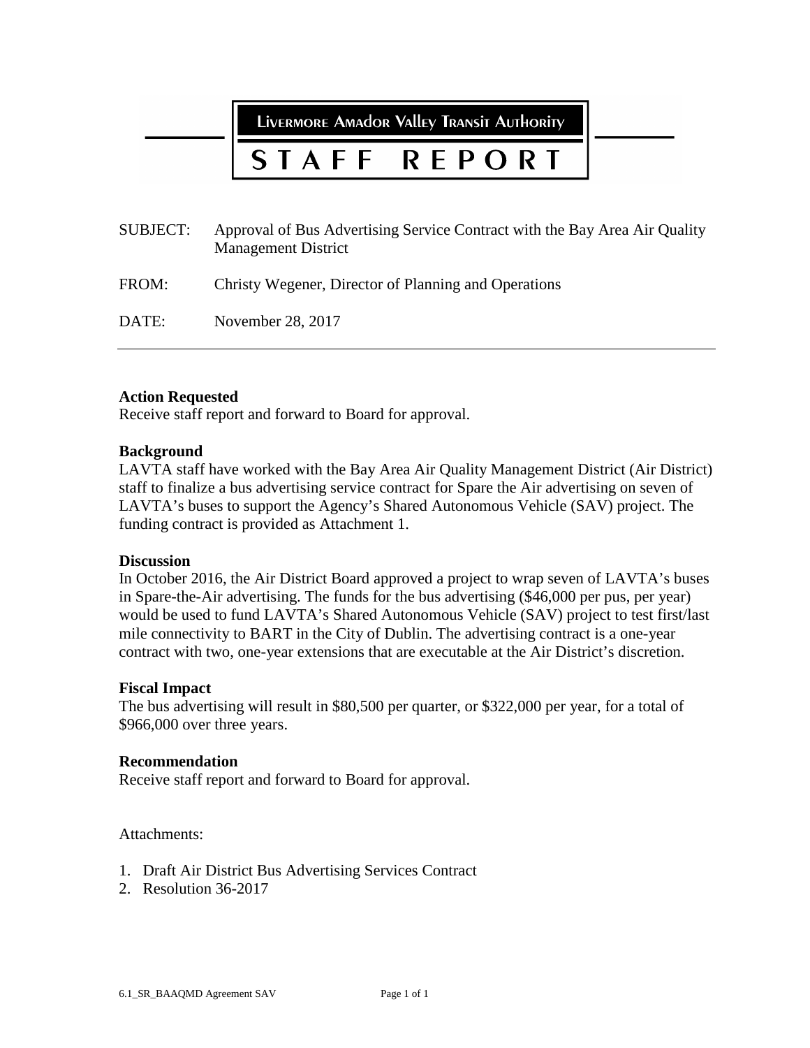# Livermore Amador Valley Transit Authority

# STAFF REPORT

SUBJECT: Approval of Bus Advertising Service Contract with the Bay Area Air Quality Management District

FROM: Christy Wegener, Director of Planning and Operations

DATE: November 28, 2017

---

**Action Requested**
Receive staff report and forward to Board for approval.

**Background**
LAVTA staff have worked with the Bay Area Air Quality Management District (Air District) staff to finalize a bus advertising service contract for Spare the Air advertising on seven of LAVTA's buses to support the Agency's Shared Autonomous Vehicle (SAV) project. The funding contract is provided as Attachment 1.

**Discussion**
In October 2016, the Air District Board approved a project to wrap seven of LAVTA's buses in Spare-the-Air advertising. The funds for the bus advertising ($46,000 per pus, per year) would be used to fund LAVTA's Shared Autonomous Vehicle (SAV) project to test first/last mile connectivity to BART in the City of Dublin. The advertising contract is a one-year contract with two, one-year extensions that are executable at the Air District's discretion.

**Fiscal Impact**
The bus advertising will result in $80,500 per quarter, or $322,000 per year, for a total of $966,000 over three years.

**Recommendation**
Receive staff report and forward to Board for approval.

Attachments:

1. Draft Air District Bus Advertising Services Contract
2. Resolution 36-2017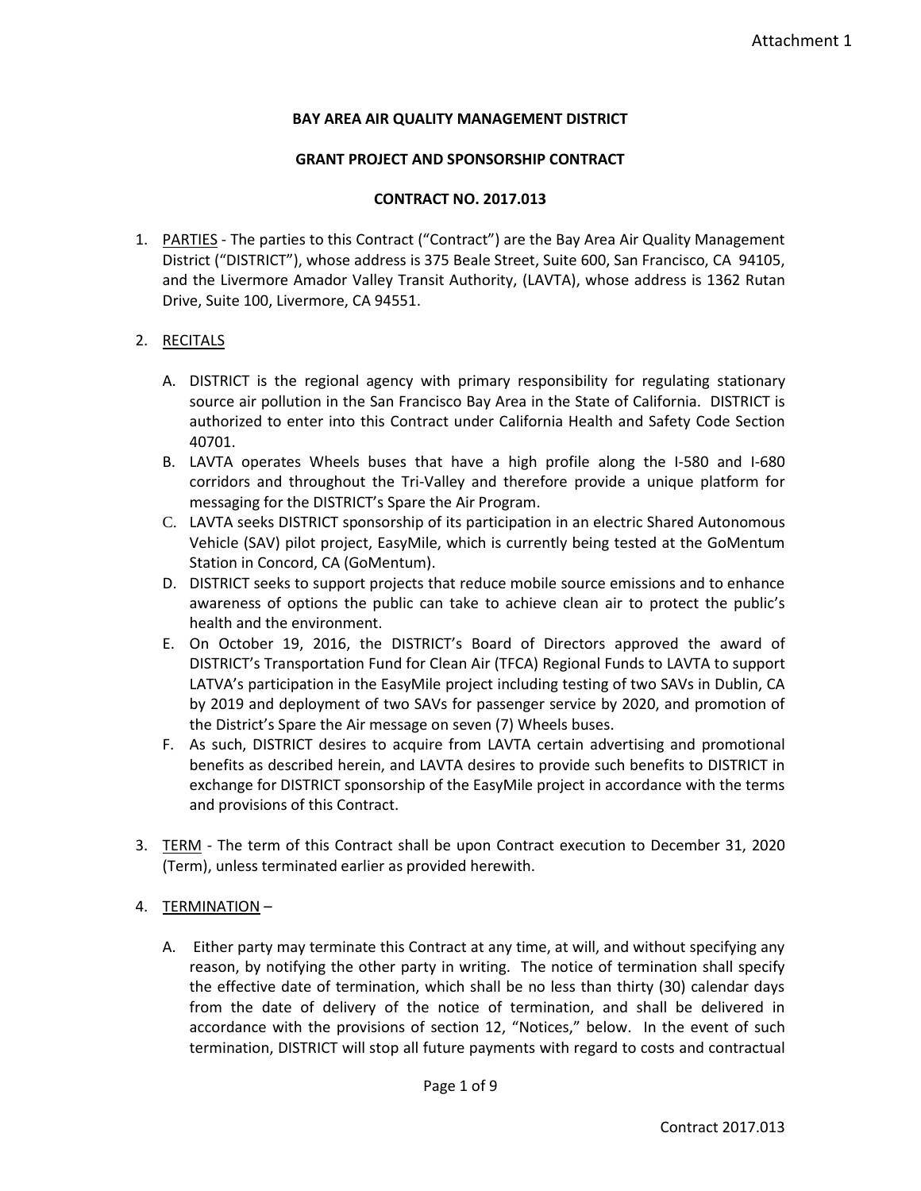Attachment 1

**BAY AREA AIR QUALITY MANAGEMENT DISTRICT**

**GRANT PROJECT AND SPONSORSHIP CONTRACT**

**CONTRACT NO. 2017.013**

1. PARTIES - The parties to this Contract ("Contract") are the Bay Area Air Quality Management District ("DISTRICT"), whose address is 375 Beale Street, Suite 600, San Francisco, CA 94105, and the Livermore Amador Valley Transit Authority, (LAVTA), whose address is 1362 Rutan Drive, Suite 100, Livermore, CA 94551.

2. RECITALS

   A. DISTRICT is the regional agency with primary responsibility for regulating stationary source air pollution in the San Francisco Bay Area in the State of California. DISTRICT is authorized to enter into this Contract under California Health and Safety Code Section 40701.
   B. LAVTA operates Wheels buses that have a high profile along the I-580 and I-680 corridors and throughout the Tri-Valley and therefore provide a unique platform for messaging for the DISTRICT's Spare the Air Program.
   C. LAVTA seeks DISTRICT sponsorship of its participation in an electric Shared Autonomous Vehicle (SAV) pilot project, EasyMile, which is currently being tested at the GoMentum Station in Concord, CA (GoMentum).
   D. DISTRICT seeks to support projects that reduce mobile source emissions and to enhance awareness of options the public can take to achieve clean air to protect the public's health and the environment.
   E. On October 19, 2016, the DISTRICT's Board of Directors approved the award of DISTRICT's Transportation Fund for Clean Air (TFCA) Regional Funds to LAVTA to support LATVA's participation in the EasyMile project including testing of two SAVs in Dublin, CA by 2019 and deployment of two SAVs for passenger service by 2020, and promotion of the District's Spare the Air message on seven (7) Wheels buses.
   F. As such, DISTRICT desires to acquire from LAVTA certain advertising and promotional benefits as described herein, and LAVTA desires to provide such benefits to DISTRICT in exchange for DISTRICT sponsorship of the EasyMile project in accordance with the terms and provisions of this Contract.

3. TERM - The term of this Contract shall be upon Contract execution to December 31, 2020 (Term), unless terminated earlier as provided herewith.

4. TERMINATION –

   A. Either party may terminate this Contract at any time, at will, and without specifying any reason, by notifying the other party in writing. The notice of termination shall specify the effective date of termination, which shall be no less than thirty (30) calendar days from the date of delivery of the notice of termination, and shall be delivered in accordance with the provisions of section 12, "Notices," below. In the event of such termination, DISTRICT will stop all future payments with regard to costs and contractual

Contract 2017.013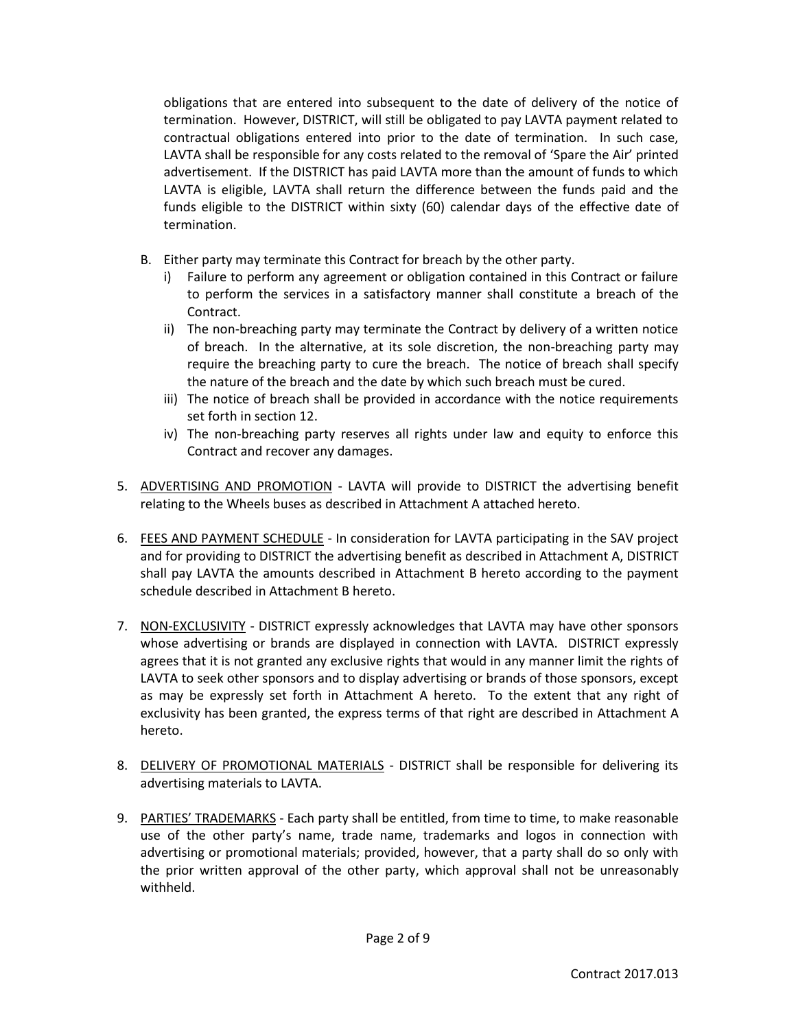obligations that are entered into subsequent to the date of delivery of the notice of termination. However, DISTRICT, will still be obligated to pay LAVTA payment related to contractual obligations entered into prior to the date of termination. In such case, LAVTA shall be responsible for any costs related to the removal of 'Spare the Air' printed advertisement. If the DISTRICT has paid LAVTA more than the amount of funds to which LAVTA is eligible, LAVTA shall return the difference between the funds paid and the funds eligible to the DISTRICT within sixty (60) calendar days of the effective date of termination.

B. Either party may terminate this Contract for breach by the other party.
   i) Failure to perform any agreement or obligation contained in this Contract or failure to perform the services in a satisfactory manner shall constitute a breach of the Contract.
   ii) The non-breaching party may terminate the Contract by delivery of a written notice of breach. In the alternative, at its sole discretion, the non-breaching party may require the breaching party to cure the breach. The notice of breach shall specify the nature of the breach and the date by which such breach must be cured.
   iii) The notice of breach shall be provided in accordance with the notice requirements set forth in section 12.
   iv) The non-breaching party reserves all rights under law and equity to enforce this Contract and recover any damages.

5. ADVERTISING AND PROMOTION - LAVTA will provide to DISTRICT the advertising benefit relating to the Wheels buses as described in Attachment A attached hereto.

6. FEES AND PAYMENT SCHEDULE - In consideration for LAVTA participating in the SAV project and for providing to DISTRICT the advertising benefit as described in Attachment A, DISTRICT shall pay LAVTA the amounts described in Attachment B hereto according to the payment schedule described in Attachment B hereto.

7. NON-EXCLUSIVITY - DISTRICT expressly acknowledges that LAVTA may have other sponsors whose advertising or brands are displayed in connection with LAVTA. DISTRICT expressly agrees that it is not granted any exclusive rights that would in any manner limit the rights of LAVTA to seek other sponsors and to display advertising or brands of those sponsors, except as may be expressly set forth in Attachment A hereto. To the extent that any right of exclusivity has been granted, the express terms of that right are described in Attachment A hereto.

8. DELIVERY OF PROMOTIONAL MATERIALS - DISTRICT shall be responsible for delivering its advertising materials to LAVTA.

9. PARTIES' TRADEMARKS - Each party shall be entitled, from time to time, to make reasonable use of the other party's name, trade name, trademarks and logos in connection with advertising or promotional materials; provided, however, that a party shall do so only with the prior written approval of the other party, which approval shall not be unreasonably withheld.

Contract 2017.013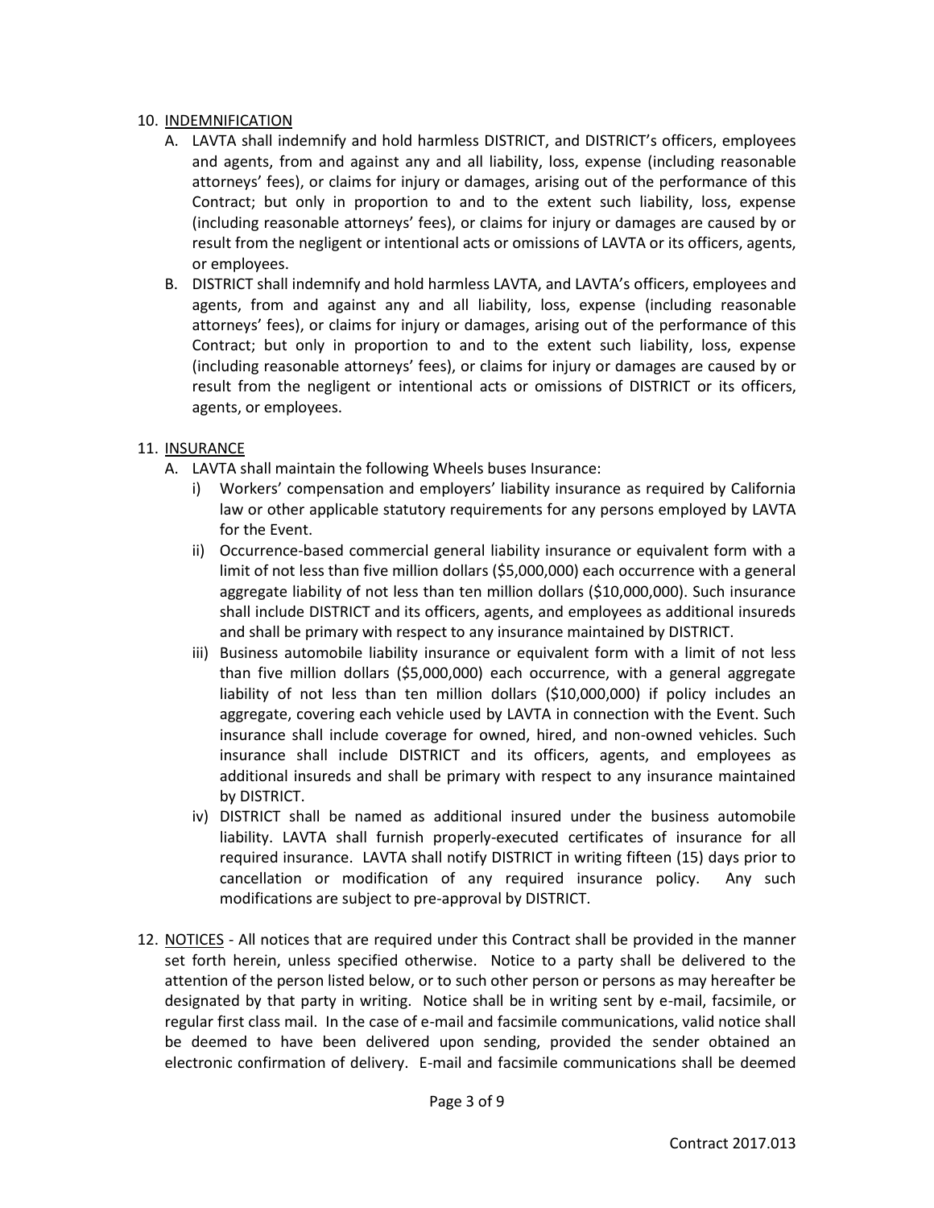10. <u>INDEMNIFICATION</u>
    A. LAVTA shall indemnify and hold harmless DISTRICT, and DISTRICT's officers, employees and agents, from and against any and all liability, loss, expense (including reasonable attorneys' fees), or claims for injury or damages, arising out of the performance of this Contract; but only in proportion to and to the extent such liability, loss, expense (including reasonable attorneys' fees), or claims for injury or damages are caused by or result from the negligent or intentional acts or omissions of LAVTA or its officers, agents, or employees.
    B. DISTRICT shall indemnify and hold harmless LAVTA, and LAVTA's officers, employees and agents, from and against any and all liability, loss, expense (including reasonable attorneys' fees), or claims for injury or damages, arising out of the performance of this Contract; but only in proportion to and to the extent such liability, loss, expense (including reasonable attorneys' fees), or claims for injury or damages are caused by or result from the negligent or intentional acts or omissions of DISTRICT or its officers, agents, or employees.

11. <u>INSURANCE</u>
    A. LAVTA shall maintain the following Wheels buses Insurance:
       i) Workers' compensation and employers' liability insurance as required by California law or other applicable statutory requirements for any persons employed by LAVTA for the Event.
       ii) Occurrence-based commercial general liability insurance or equivalent form with a limit of not less than five million dollars ($5,000,000) each occurrence with a general aggregate liability of not less than ten million dollars ($10,000,000). Such insurance shall include DISTRICT and its officers, agents, and employees as additional insureds and shall be primary with respect to any insurance maintained by DISTRICT.
       iii) Business automobile liability insurance or equivalent form with a limit of not less than five million dollars ($5,000,000) each occurrence, with a general aggregate liability of not less than ten million dollars ($10,000,000) if policy includes an aggregate, covering each vehicle used by LAVTA in connection with the Event. Such insurance shall include coverage for owned, hired, and non-owned vehicles. Such insurance shall include DISTRICT and its officers, agents, and employees as additional insureds and shall be primary with respect to any insurance maintained by DISTRICT.
       iv) DISTRICT shall be named as additional insured under the business automobile liability. LAVTA shall furnish properly-executed certificates of insurance for all required insurance. LAVTA shall notify DISTRICT in writing fifteen (15) days prior to cancellation or modification of any required insurance policy. Any such modifications are subject to pre-approval by DISTRICT.

12. <u>NOTICES</u> - All notices that are required under this Contract shall be provided in the manner set forth herein, unless specified otherwise. Notice to a party shall be delivered to the attention of the person listed below, or to such other person or persons as may hereafter be designated by that party in writing. Notice shall be in writing sent by e-mail, facsimile, or regular first class mail. In the case of e-mail and facsimile communications, valid notice shall be deemed to have been delivered upon sending, provided the sender obtained an electronic confirmation of delivery. E-mail and facsimile communications shall be deemed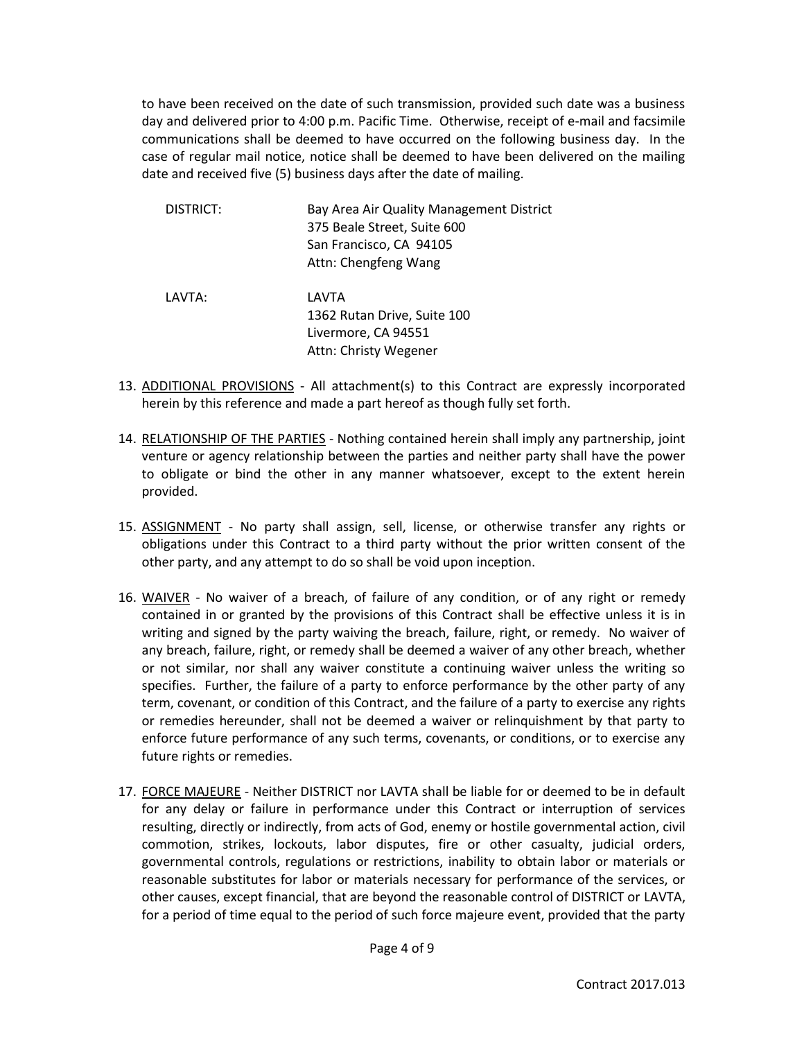to have been received on the date of such transmission, provided such date was a business day and delivered prior to 4:00 p.m. Pacific Time. Otherwise, receipt of e-mail and facsimile communications shall be deemed to have occurred on the following business day. In the case of regular mail notice, notice shall be deemed to have been delivered on the mailing date and received five (5) business days after the date of mailing.

DISTRICT: Bay Area Air Quality Management District
375 Beale Street, Suite 600
San Francisco, CA 94105
Attn: Chengfeng Wang

LAVTA: LAVTA
1362 Rutan Drive, Suite 100
Livermore, CA 94551
Attn: Christy Wegener

13. ADDITIONAL PROVISIONS - All attachment(s) to this Contract are expressly incorporated herein by this reference and made a part hereof as though fully set forth.

14. RELATIONSHIP OF THE PARTIES - Nothing contained herein shall imply any partnership, joint venture or agency relationship between the parties and neither party shall have the power to obligate or bind the other in any manner whatsoever, except to the extent herein provided.

15. ASSIGNMENT - No party shall assign, sell, license, or otherwise transfer any rights or obligations under this Contract to a third party without the prior written consent of the other party, and any attempt to do so shall be void upon inception.

16. WAIVER - No waiver of a breach, of failure of any condition, or of any right or remedy contained in or granted by the provisions of this Contract shall be effective unless it is in writing and signed by the party waiving the breach, failure, right, or remedy. No waiver of any breach, failure, right, or remedy shall be deemed a waiver of any other breach, whether or not similar, nor shall any waiver constitute a continuing waiver unless the writing so specifies. Further, the failure of a party to enforce performance by the other party of any term, covenant, or condition of this Contract, and the failure of a party to exercise any rights or remedies hereunder, shall not be deemed a waiver or relinquishment by that party to enforce future performance of any such terms, covenants, or conditions, or to exercise any future rights or remedies.

17. FORCE MAJEURE - Neither DISTRICT nor LAVTA shall be liable for or deemed to be in default for any delay or failure in performance under this Contract or interruption of services resulting, directly or indirectly, from acts of God, enemy or hostile governmental action, civil commotion, strikes, lockouts, labor disputes, fire or other casualty, judicial orders, governmental controls, regulations or restrictions, inability to obtain labor or materials or reasonable substitutes for labor or materials necessary for performance of the services, or other causes, except financial, that are beyond the reasonable control of DISTRICT or LAVTA, for a period of time equal to the period of such force majeure event, provided that the party

Contract 2017.013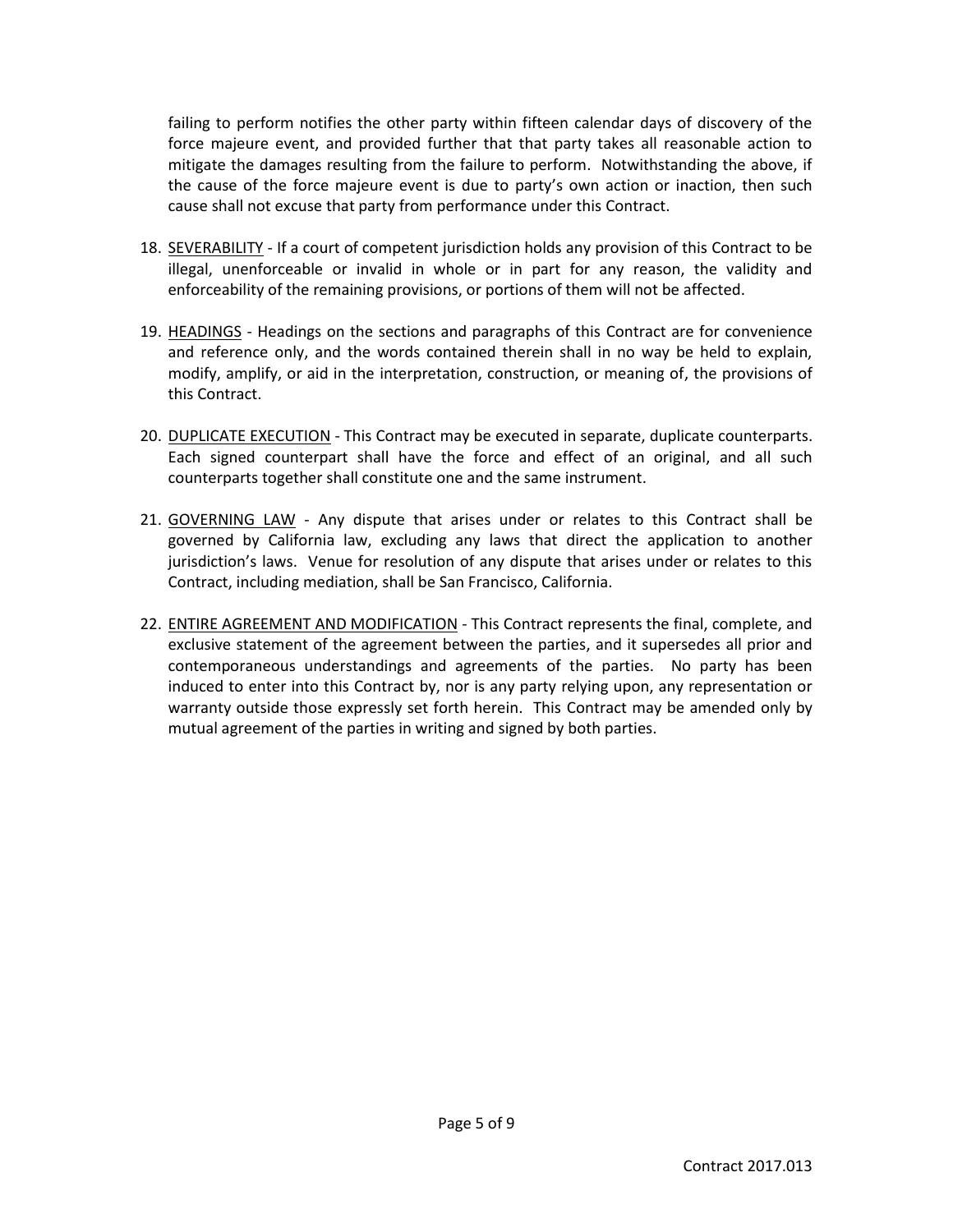failing to perform notifies the other party within fifteen calendar days of discovery of the force majeure event, and provided further that that party takes all reasonable action to mitigate the damages resulting from the failure to perform. Notwithstanding the above, if the cause of the force majeure event is due to party's own action or inaction, then such cause shall not excuse that party from performance under this Contract.

18. SEVERABILITY - If a court of competent jurisdiction holds any provision of this Contract to be illegal, unenforceable or invalid in whole or in part for any reason, the validity and enforceability of the remaining provisions, or portions of them will not be affected.

19. HEADINGS - Headings on the sections and paragraphs of this Contract are for convenience and reference only, and the words contained therein shall in no way be held to explain, modify, amplify, or aid in the interpretation, construction, or meaning of, the provisions of this Contract.

20. DUPLICATE EXECUTION - This Contract may be executed in separate, duplicate counterparts. Each signed counterpart shall have the force and effect of an original, and all such counterparts together shall constitute one and the same instrument.

21. GOVERNING LAW - Any dispute that arises under or relates to this Contract shall be governed by California law, excluding any laws that direct the application to another jurisdiction's laws. Venue for resolution of any dispute that arises under or relates to this Contract, including mediation, shall be San Francisco, California.

22. ENTIRE AGREEMENT AND MODIFICATION - This Contract represents the final, complete, and exclusive statement of the agreement between the parties, and it supersedes all prior and contemporaneous understandings and agreements of the parties. No party has been induced to enter into this Contract by, nor is any party relying upon, any representation or warranty outside those expressly set forth herein. This Contract may be amended only by mutual agreement of the parties in writing and signed by both parties.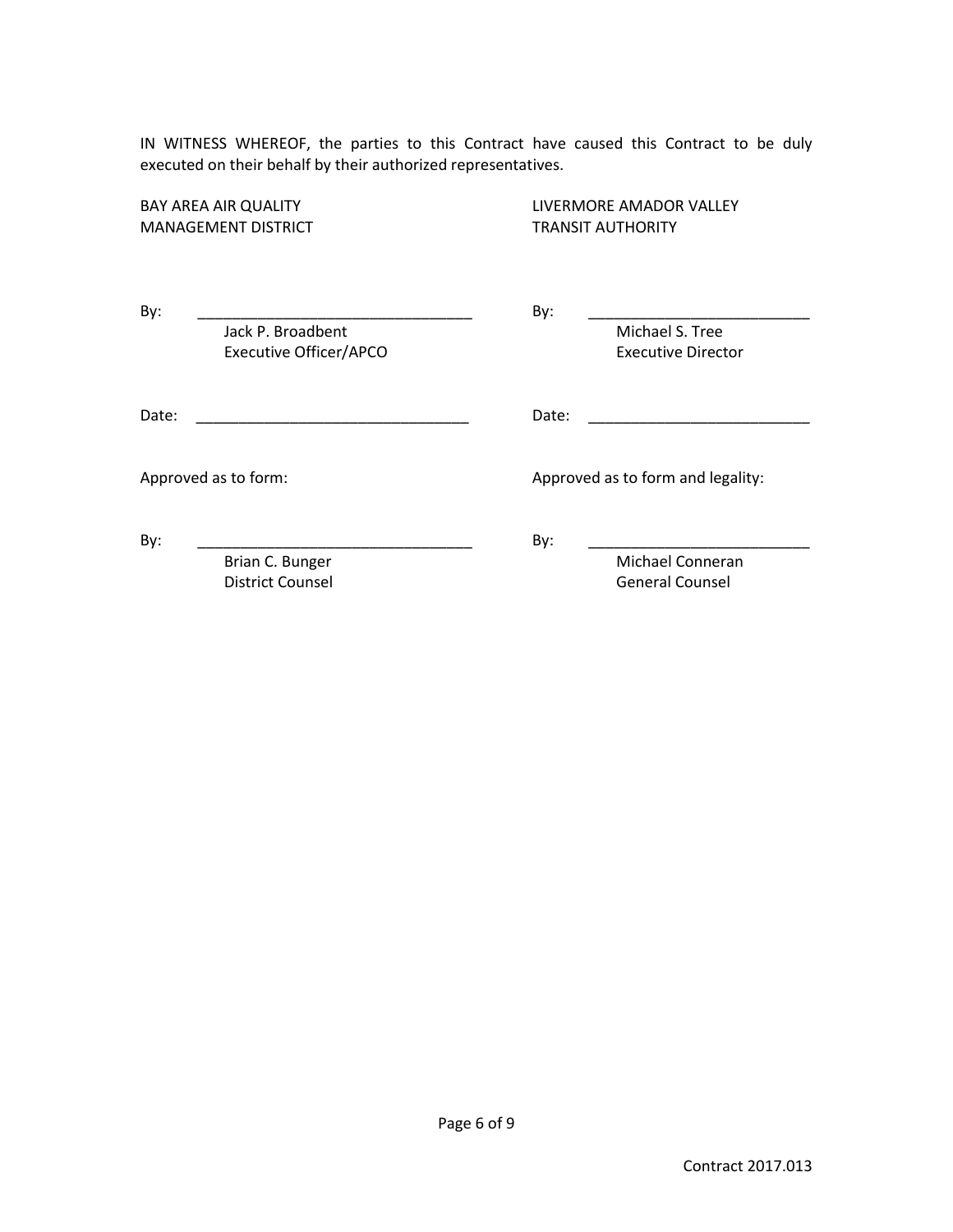IN WITNESS WHEREOF, the parties to this Contract have caused this Contract to be duly executed on their behalf by their authorized representatives.

BAY AREA AIR QUALITY
MANAGEMENT DISTRICT

By: ________________________________
Jack P. Broadbent
Executive Officer/APCO

Date: ________________________________

Approved as to form:

By: ________________________________
Brian C. Bunger
District Counsel

LIVERMORE AMADOR VALLEY
TRANSIT AUTHORITY

By: __________________________
Michael S. Tree
Executive Director

Date: __________________________

Approved as to form and legality:

By: __________________________
Michael Conneran
General Counsel

Contract 2017.013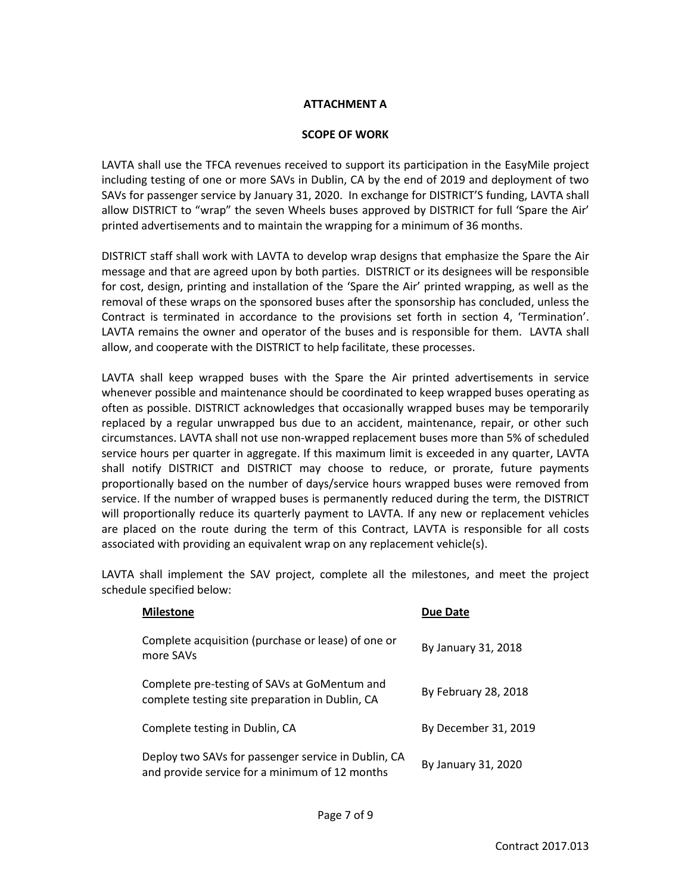**ATTACHMENT A**

**SCOPE OF WORK**

LAVTA shall use the TFCA revenues received to support its participation in the EasyMile project including testing of one or more SAVs in Dublin, CA by the end of 2019 and deployment of two SAVs for passenger service by January 31, 2020. In exchange for DISTRICT'S funding, LAVTA shall allow DISTRICT to "wrap" the seven Wheels buses approved by DISTRICT for full 'Spare the Air' printed advertisements and to maintain the wrapping for a minimum of 36 months.

DISTRICT staff shall work with LAVTA to develop wrap designs that emphasize the Spare the Air message and that are agreed upon by both parties. DISTRICT or its designees will be responsible for cost, design, printing and installation of the 'Spare the Air' printed wrapping, as well as the removal of these wraps on the sponsored buses after the sponsorship has concluded, unless the Contract is terminated in accordance to the provisions set forth in section 4, 'Termination'. LAVTA remains the owner and operator of the buses and is responsible for them. LAVTA shall allow, and cooperate with the DISTRICT to help facilitate, these processes.

LAVTA shall keep wrapped buses with the Spare the Air printed advertisements in service whenever possible and maintenance should be coordinated to keep wrapped buses operating as often as possible. DISTRICT acknowledges that occasionally wrapped buses may be temporarily replaced by a regular unwrapped bus due to an accident, maintenance, repair, or other such circumstances. LAVTA shall not use non-wrapped replacement buses more than 5% of scheduled service hours per quarter in aggregate. If this maximum limit is exceeded in any quarter, LAVTA shall notify DISTRICT and DISTRICT may choose to reduce, or prorate, future payments proportionally based on the number of days/service hours wrapped buses were removed from service. If the number of wrapped buses is permanently reduced during the term, the DISTRICT will proportionally reduce its quarterly payment to LAVTA. If any new or replacement vehicles are placed on the route during the term of this Contract, LAVTA is responsible for all costs associated with providing an equivalent wrap on any replacement vehicle(s).

LAVTA shall implement the SAV project, complete all the milestones, and meet the project schedule specified below:

| Milestone | Due Date |
|---|---|
| Complete acquisition (purchase or lease) of one or more SAVs | By January 31, 2018 |
| Complete pre-testing of SAVs at GoMentum and complete testing site preparation in Dublin, CA | By February 28, 2018 |
| Complete testing in Dublin, CA | By December 31, 2019 |
| Deploy two SAVs for passenger service in Dublin, CA and provide service for a minimum of 12 months | By January 31, 2020 |

Contract 2017.013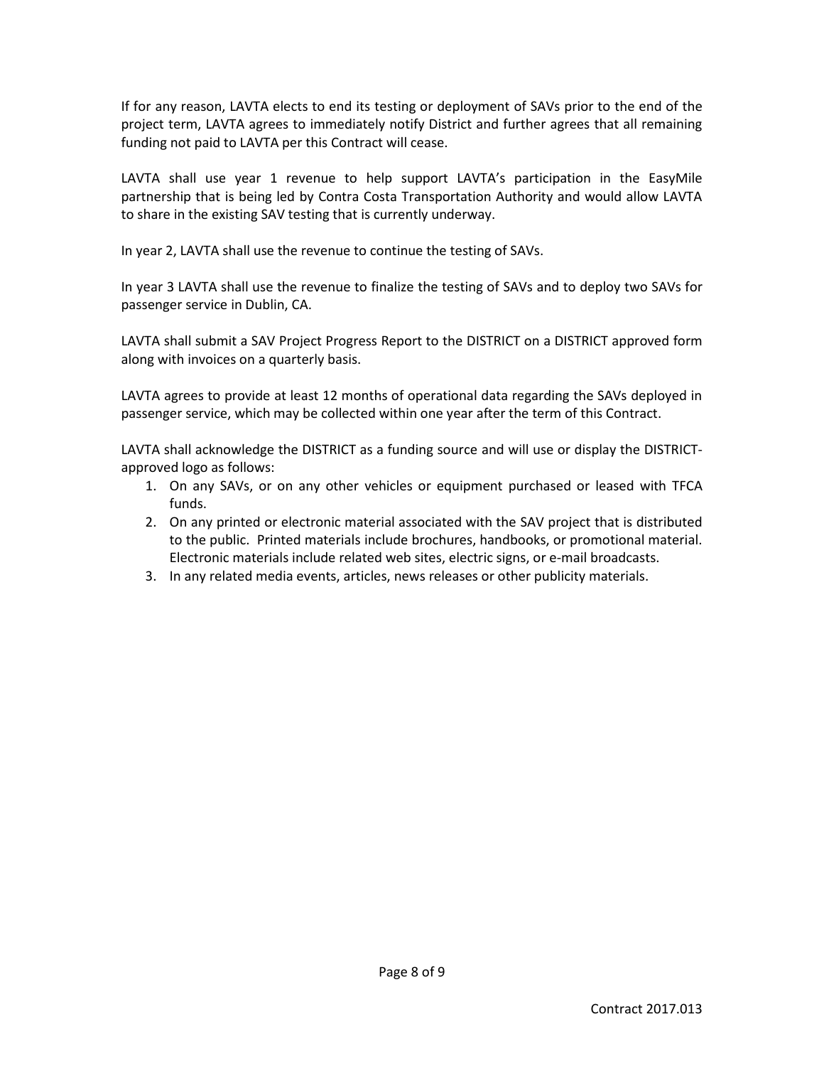If for any reason, LAVTA elects to end its testing or deployment of SAVs prior to the end of the project term, LAVTA agrees to immediately notify District and further agrees that all remaining funding not paid to LAVTA per this Contract will cease.

LAVTA shall use year 1 revenue to help support LAVTA's participation in the EasyMile partnership that is being led by Contra Costa Transportation Authority and would allow LAVTA to share in the existing SAV testing that is currently underway.

In year 2, LAVTA shall use the revenue to continue the testing of SAVs.

In year 3 LAVTA shall use the revenue to finalize the testing of SAVs and to deploy two SAVs for passenger service in Dublin, CA.

LAVTA shall submit a SAV Project Progress Report to the DISTRICT on a DISTRICT approved form along with invoices on a quarterly basis.

LAVTA agrees to provide at least 12 months of operational data regarding the SAVs deployed in passenger service, which may be collected within one year after the term of this Contract.

LAVTA shall acknowledge the DISTRICT as a funding source and will use or display the DISTRICT-approved logo as follows:

1. On any SAVs, or on any other vehicles or equipment purchased or leased with TFCA funds.
2. On any printed or electronic material associated with the SAV project that is distributed to the public. Printed materials include brochures, handbooks, or promotional material. Electronic materials include related web sites, electric signs, or e-mail broadcasts.
3. In any related media events, articles, news releases or other publicity materials.

Contract 2017.013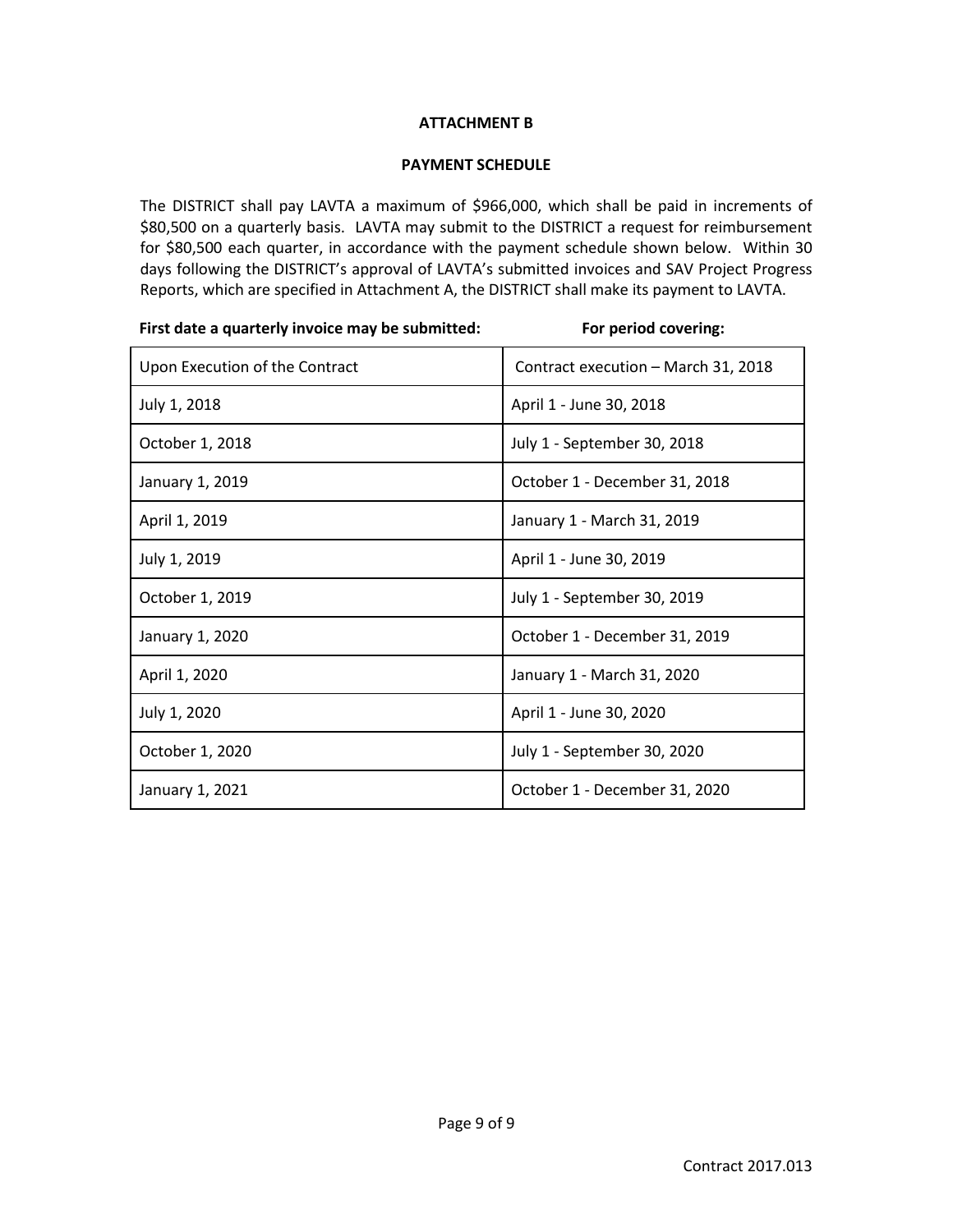# ATTACHMENT B

## PAYMENT SCHEDULE

The DISTRICT shall pay LAVTA a maximum of $966,000, which shall be paid in increments of $80,500 on a quarterly basis. LAVTA may submit to the DISTRICT a request for reimbursement for $80,500 each quarter, in accordance with the payment schedule shown below. Within 30 days following the DISTRICT's approval of LAVTA's submitted invoices and SAV Project Progress Reports, which are specified in Attachment A, the DISTRICT shall make its payment to LAVTA.

| **First date a quarterly invoice may be submitted:** | **For period covering:** |
|---|---|
| Upon Execution of the Contract | Contract execution – March 31, 2018 |
| July 1, 2018 | April 1 - June 30, 2018 |
| October 1, 2018 | July 1 - September 30, 2018 |
| January 1, 2019 | October 1 - December 31, 2018 |
| April 1, 2019 | January 1 - March 31, 2019 |
| July 1, 2019 | April 1 - June 30, 2019 |
| October 1, 2019 | July 1 - September 30, 2019 |
| January 1, 2020 | October 1 - December 31, 2019 |
| April 1, 2020 | January 1 - March 31, 2020 |
| July 1, 2020 | April 1 - June 30, 2020 |
| October 1, 2020 | July 1 - September 30, 2020 |
| January 1, 2021 | October 1 - December 31, 2020 |

Contract 2017.013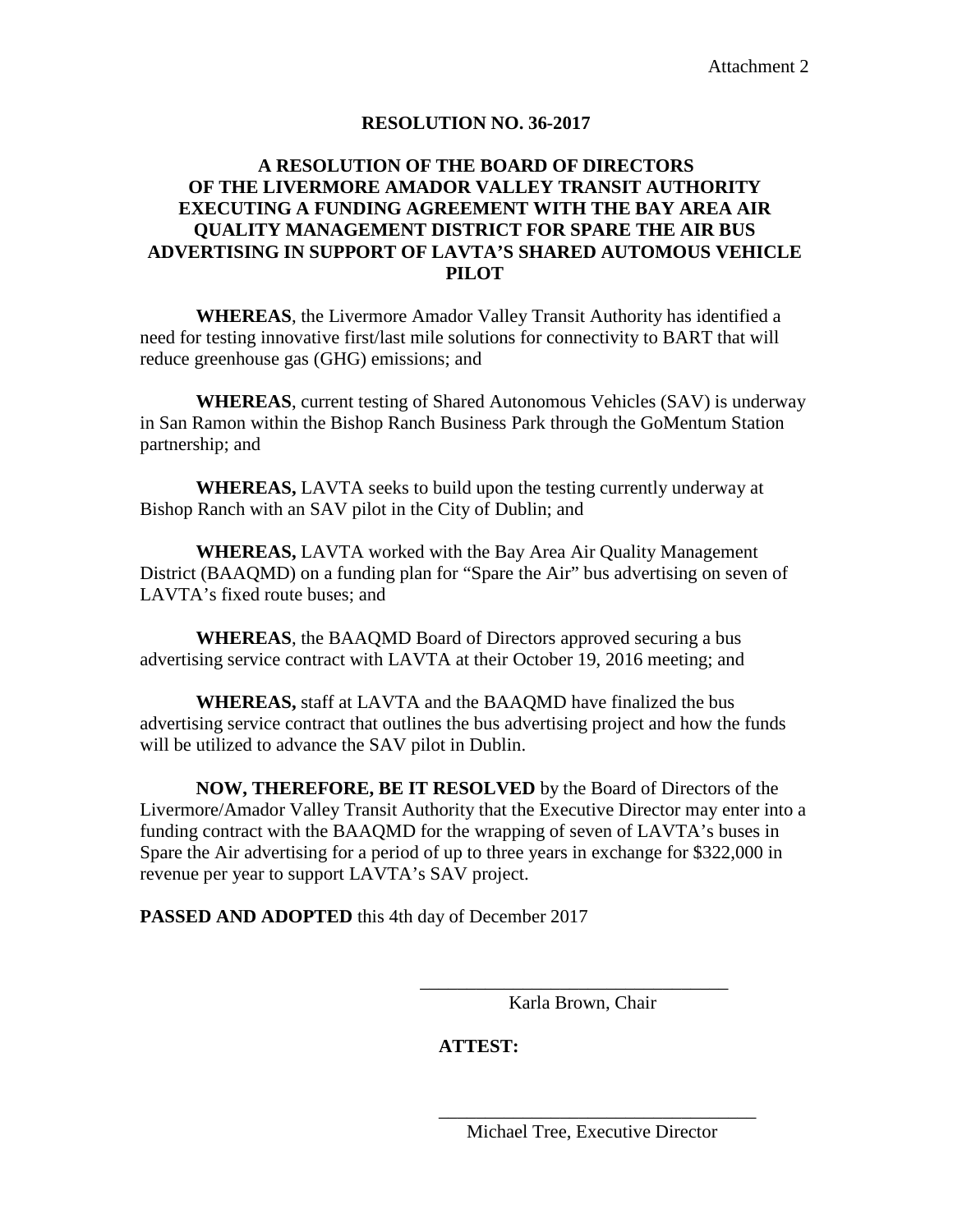Attachment 2

**RESOLUTION NO. 36-2017**

**A RESOLUTION OF THE BOARD OF DIRECTORS OF THE LIVERMORE AMADOR VALLEY TRANSIT AUTHORITY EXECUTING A FUNDING AGREEMENT WITH THE BAY AREA AIR QUALITY MANAGEMENT DISTRICT FOR SPARE THE AIR BUS ADVERTISING IN SUPPORT OF LAVTA'S SHARED AUTOMOUS VEHICLE PILOT**

**WHEREAS**, the Livermore Amador Valley Transit Authority has identified a need for testing innovative first/last mile solutions for connectivity to BART that will reduce greenhouse gas (GHG) emissions; and

**WHEREAS**, current testing of Shared Autonomous Vehicles (SAV) is underway in San Ramon within the Bishop Ranch Business Park through the GoMentum Station partnership; and

**WHEREAS,** LAVTA seeks to build upon the testing currently underway at Bishop Ranch with an SAV pilot in the City of Dublin; and

**WHEREAS,** LAVTA worked with the Bay Area Air Quality Management District (BAAQMD) on a funding plan for "Spare the Air" bus advertising on seven of LAVTA's fixed route buses; and

**WHEREAS**, the BAAQMD Board of Directors approved securing a bus advertising service contract with LAVTA at their October 19, 2016 meeting; and

**WHEREAS,** staff at LAVTA and the BAAQMD have finalized the bus advertising service contract that outlines the bus advertising project and how the funds will be utilized to advance the SAV pilot in Dublin.

**NOW, THEREFORE, BE IT RESOLVED** by the Board of Directors of the Livermore/Amador Valley Transit Authority that the Executive Director may enter into a funding contract with the BAAQMD for the wrapping of seven of LAVTA's buses in Spare the Air advertising for a period of up to three years in exchange for $322,000 in revenue per year to support LAVTA's SAV project.

**PASSED AND ADOPTED** this 4th day of December 2017

\_\_\_\_\_\_\_\_\_\_\_\_\_\_\_\_\_\_\_\_\_\_\_\_\_\_\_\_\_\_\_\_\_\_

Karla Brown, Chair

**ATTEST:**

\_\_\_\_\_\_\_\_\_\_\_\_\_\_\_\_\_\_\_\_\_\_\_\_\_\_\_\_\_\_\_\_\_\_

Michael Tree, Executive Director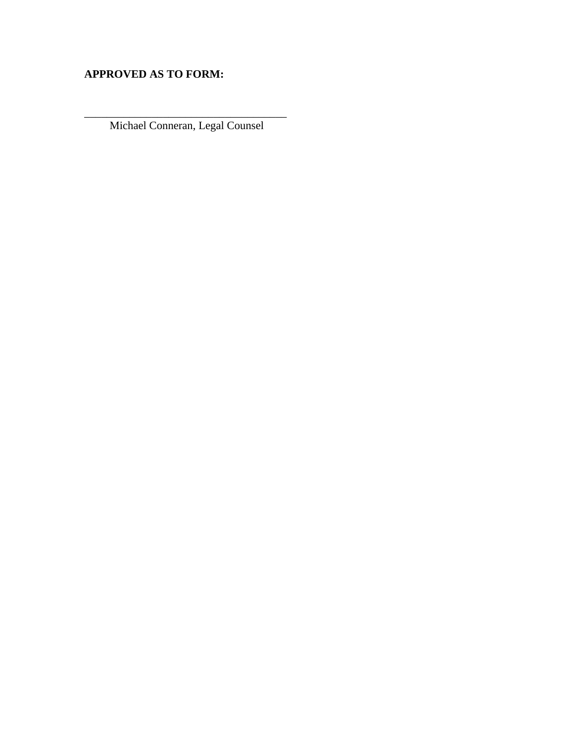**APPROVED AS TO FORM:**

_____________________________________

Michael Conneran, Legal Counsel